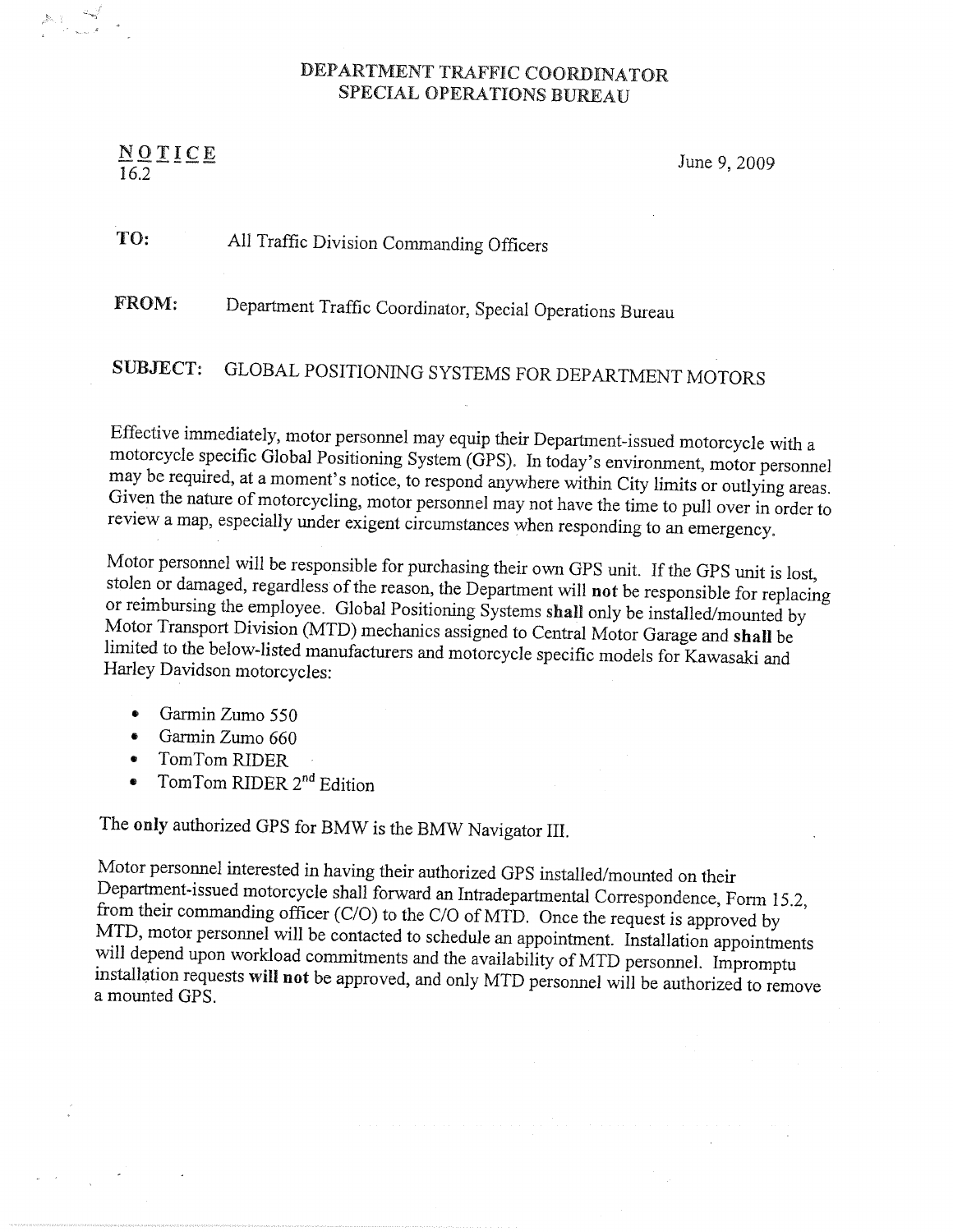# DEPARTMENT TRAFFIC COORDINATOR
# SPECIAL OPERATIONS BUREAU

**NOTICE**
16.2

June 9, 2009

**TO:** All Traffic Division Commanding Officers

**FROM:** Department Traffic Coordinator, Special Operations Bureau

**SUBJECT:** GLOBAL POSITIONING SYSTEMS FOR DEPARTMENT MOTORS

Effective immediately, motor personnel may equip their Department-issued motorcycle with a motorcycle specific Global Positioning System (GPS). In today's environment, motor personnel may be required, at a moment's notice, to respond anywhere within City limits or outlying areas. Given the nature of motorcycling, motor personnel may not have the time to pull over in order to review a map, especially under exigent circumstances when responding to an emergency.

Motor personnel will be responsible for purchasing their own GPS unit. If the GPS unit is lost, stolen or damaged, regardless of the reason, the Department will **not** be responsible for replacing or reimbursing the employee. Global Positioning Systems **shall** only be installed/mounted by Motor Transport Division (MTD) mechanics assigned to Central Motor Garage and **shall** be limited to the below-listed manufacturers and motorcycle specific models for Kawasaki and Harley Davidson motorcycles:

- Garmin Zumo 550
- Garmin Zumo 660
- TomTom RIDER
- TomTom RIDER 2nd Edition

The **only** authorized GPS for BMW is the BMW Navigator III.

Motor personnel interested in having their authorized GPS installed/mounted on their Department-issued motorcycle shall forward an Intradepartmental Correspondence, Form 15.2, from their commanding officer (C/O) to the C/O of MTD. Once the request is approved by MTD, motor personnel will be contacted to schedule an appointment. Installation appointments will depend upon workload commitments and the availability of MTD personnel. Impromptu installation requests **will not** be approved, and only MTD personnel will be authorized to remove a mounted GPS.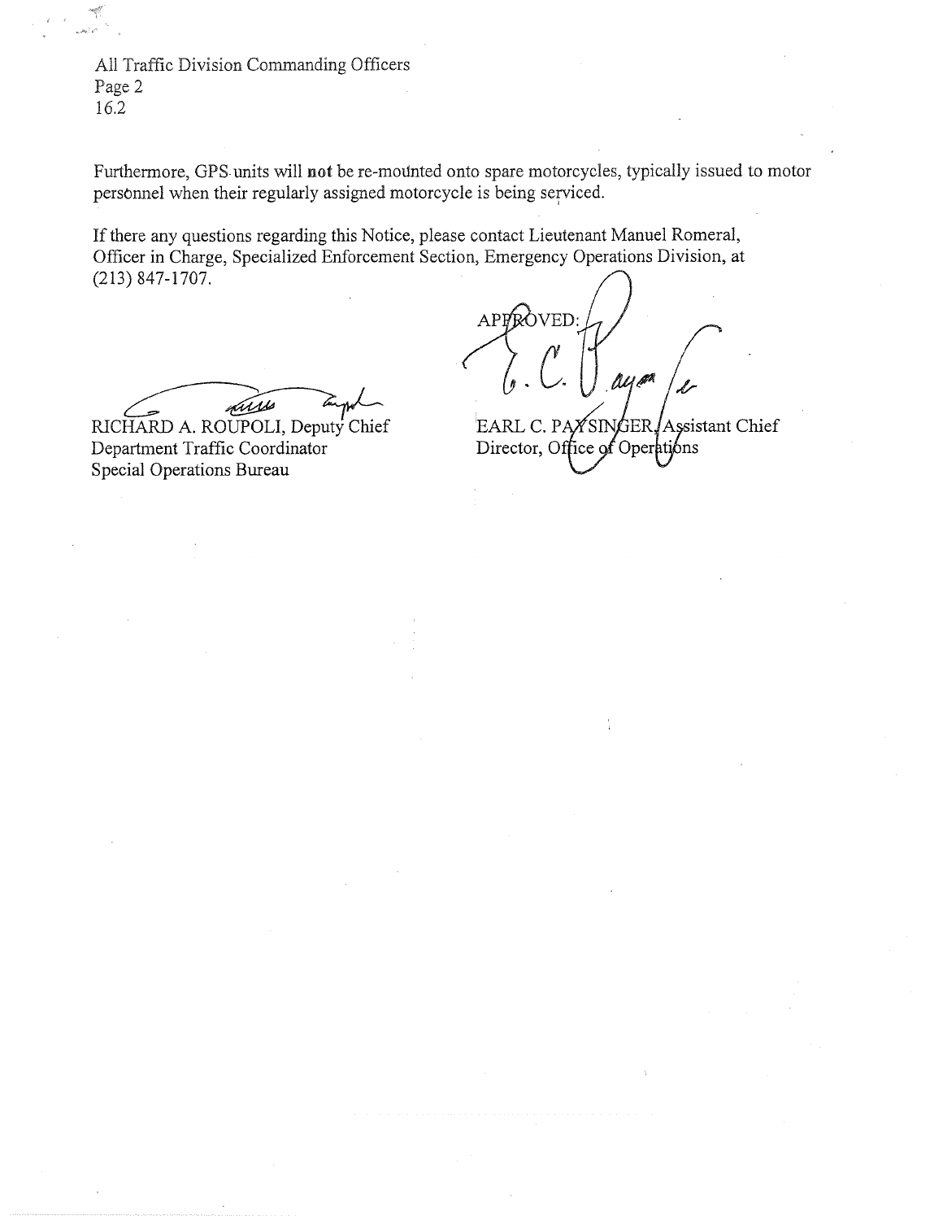All Traffic Division Commanding Officers
Page 2
16.2

Furthermore, GPS units will **not** be re-mounted onto spare motorcycles, typically issued to motor personnel when their regularly assigned motorcycle is being serviced.

If there any questions regarding this Notice, please contact Lieutenant Manuel Romeral, Officer in Charge, Specialized Enforcement Section, Emergency Operations Division, at (213) 847-1707.

RICHARD A. ROUPOLI, Deputy Chief
Department Traffic Coordinator
Special Operations Bureau

APPROVED:

EARL C. PAYSINGER, Assistant Chief
Director, Office of Operations